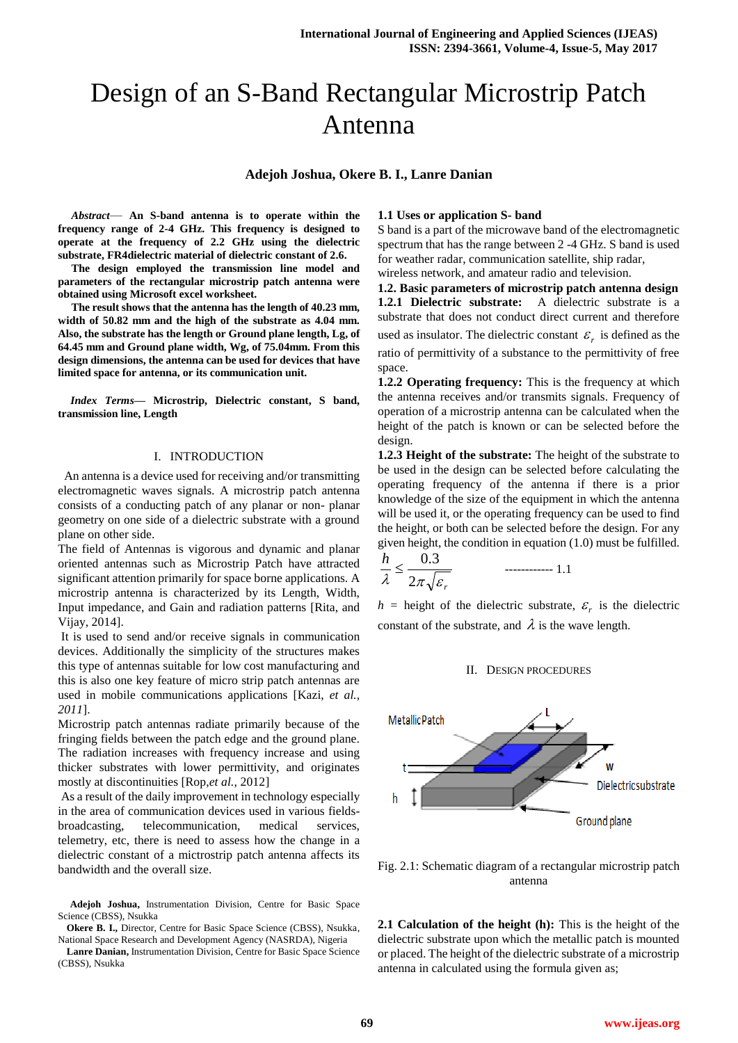# Design of an S-Band Rectangular Microstrip Patch Antenna

**Adejoh Joshua, Okere B. I., Lanre Danian**

***Abstract*— An S-band antenna is to operate within the frequency range of 2-4 GHz. This frequency is designed to operate at the frequency of 2.2 GHz using the dielectric substrate, FR4dielectric material of dielectric constant of 2.6.**

**The design employed the transmission line model and parameters of the rectangular microstrip patch antenna were obtained using Microsoft excel worksheet.**

**The result shows that the antenna has the length of 40.23 mm, width of 50.82 mm and the high of the substrate as 4.04 mm. Also, the substrate has the length or Ground plane length, Lg, of 64.45 mm and Ground plane width, Wg, of 75.04mm. From this design dimensions, the antenna can be used for devices that have limited space for antenna, or its communication unit.**

***Index Terms*— Microstrip, Dielectric constant, S band, transmission line, Length**

## I. INTRODUCTION

An antenna is a device used for receiving and/or transmitting electromagnetic waves signals. A microstrip patch antenna consists of a conducting patch of any planar or non- planar geometry on one side of a dielectric substrate with a ground plane on other side.

The field of Antennas is vigorous and dynamic and planar oriented antennas such as Microstrip Patch have attracted significant attention primarily for space borne applications. A microstrip antenna is characterized by its Length, Width, Input impedance, and Gain and radiation patterns [Rita, and Vijay, 2014].

It is used to send and/or receive signals in communication devices. Additionally the simplicity of the structures makes this type of antennas suitable for low cost manufacturing and this is also one key feature of micro strip patch antennas are used in mobile communications applications [Kazi, *et al., 2011*].

Microstrip patch antennas radiate primarily because of the fringing fields between the patch edge and the ground plane. The radiation increases with frequency increase and using thicker substrates with lower permittivity, and originates mostly at discontinuities [Rop,*et al.,* 2012]

As a result of the daily improvement in technology especially in the area of communication devices used in various fields- broadcasting, telecommunication, medical services, telemetry, etc, there is need to assess how the change in a dielectric constant of a mictrostrip antenna affects its bandwidth and the overall size.

**Adejoh Joshua,** Instrumentation Division, Centre for Basic Space Science (CBSS), Nsukka

**Okere B. I.,** Director, Centre for Basic Space Science (CBSS), Nsukka, National Space Research and Development Agency (NASRDA), Nigeria

**Lanre Danian,** Instrumentation Division, Centre for Basic Space Science (CBSS), Nsukka

### 1.1 Uses or application S- band

S band is a part of the microwave band of the electromagnetic spectrum that has the range between 2 -4 GHz. S band is used for weather radar, communication satellite, ship radar, wireless network, and amateur radio and television.

### 1.2. Basic parameters of microstrip patch antenna design

**1.2.1 Dielectric substrate:** A dielectric substrate is a substrate that does not conduct direct current and therefore used as insulator. The dielectric constant $\varepsilon_r$ is defined as the ratio of permittivity of a substance to the permittivity of free space.

**1.2.2 Operating frequency:** This is the frequency at which the antenna receives and/or transmits signals. Frequency of operation of a microstrip antenna can be calculated when the height of the patch is known or can be selected before the design.

**1.2.3 Height of the substrate:** The height of the substrate to be used in the design can be selected before calculating the operating frequency of the antenna if there is a prior knowledge of the size of the equipment in which the antenna will be used in it, or the operating frequency can be used to find the height, or both can be selected before the design. For any given height, the condition in equation (1.0) must be fulfilled.

$$\frac{h}{\lambda} \leq \frac{0.3}{2\pi\sqrt{\varepsilon_r}} \qquad \text{------------ 1.1}$$

$h$ = height of the dielectric substrate, $\varepsilon_r$ is the dielectric constant of the substrate, and $\lambda$ is the wave length.

## II. DESIGN PROCEDURES

MetallicPatch, L, W, t, h, Dielectricsubstrate, Ground plane

Fig. 2.1: Schematic diagram of a rectangular microstrip patch antenna

**2.1 Calculation of the height (h):** This is the height of the dielectric substrate upon which the metallic patch is mounted or placed. The height of the dielectric substrate of a microstrip antenna in calculated using the formula given as;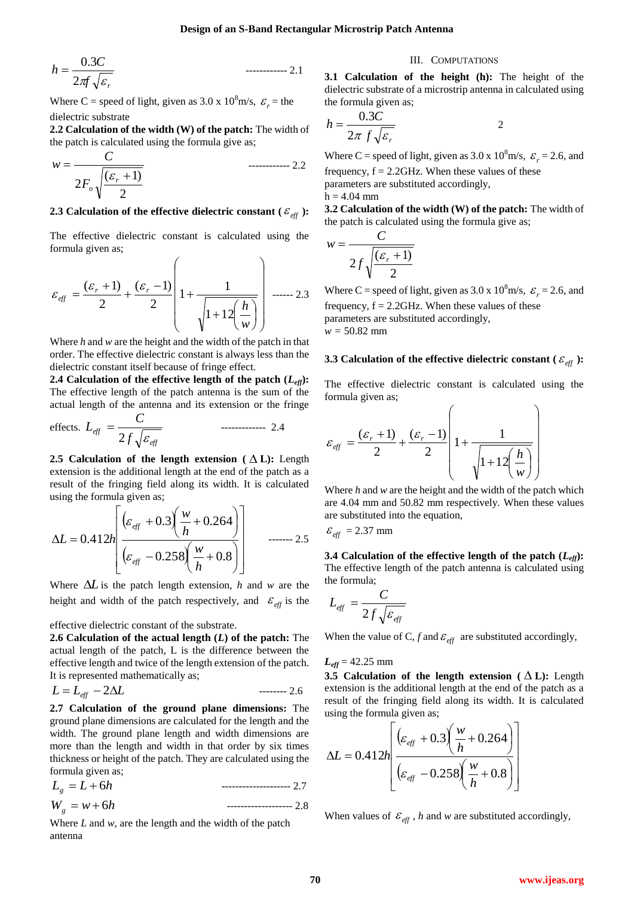$$h = \frac{0.3C}{2\pi f \sqrt{\varepsilon_r}} \qquad \text{------------ 2.1}$$

Where C = speed of light, given as 3.0 x $10^8$m/s, $\varepsilon_r$ = the dielectric substrate

**2.2 Calculation of the width (W) of the patch:** The width of the patch is calculated using the formula give as;

$$w = \frac{C}{2F_o\sqrt{\frac{(\varepsilon_r + 1)}{2}}} \qquad \text{------------ 2.2}$$

**2.3 Calculation of the effective dielectric constant ( $\varepsilon_{eff}$ ):**

The effective dielectric constant is calculated using the formula given as;

$$\varepsilon_{eff} = \frac{(\varepsilon_r + 1)}{2} + \frac{(\varepsilon_r - 1)}{2}\left(1 + \frac{1}{\sqrt{1 + 12\left(\frac{h}{w}\right)}}\right) \qquad \text{------ 2.3}$$

Where *h* and *w* are the height and the width of the patch in that order. The effective dielectric constant is always less than the dielectric constant itself because of fringe effect.

**2.4 Calculation of the effective length of the patch ($L_{eff}$):** The effective length of the patch antenna is the sum of the actual length of the antenna and its extension or the fringe effects.

$$L_{eff} = \frac{C}{2f\sqrt{\varepsilon_{eff}}} \qquad \text{------------- 2.4}$$

**2.5 Calculation of the length extension ( $\Delta$L):** Length extension is the additional length at the end of the patch as a result of the fringing field along its width. It is calculated using the formula given as;

$$\Delta L = 0.412h\left[\frac{(\varepsilon_{eff} + 0.3)\left(\frac{w}{h} + 0.264\right)}{(\varepsilon_{eff} - 0.258)\left(\frac{w}{h} + 0.8\right)}\right] \qquad \text{------- 2.5}$$

Where $\Delta L$ is the patch length extension, *h* and *w* are the height and width of the patch respectively, and $\varepsilon_{eff}$ is the effective dielectric constant of the substrate.

**2.6 Calculation of the actual length (*L*) of the patch:** The actual length of the patch, L is the difference between the effective length and twice of the length extension of the patch. It is represented mathematically as;

$$L = L_{eff} - 2\Delta L \qquad \text{-------- 2.6}$$

**2.7 Calculation of the ground plane dimensions:** The ground plane dimensions are calculated for the length and the width. The ground plane length and width dimensions are more than the length and width in that order by six times thickness or height of the patch. They are calculated using the formula given as;

$$L_g = L + 6h \qquad \text{-------------------- 2.7}$$

$$W_g = w + 6h \qquad \text{------------------- 2.8}$$

Where *L* and *w*, are the length and the width of the patch antenna

## III. Computations

**3.1 Calculation of the height (h):** The height of the dielectric substrate of a microstrip antenna in calculated using the formula given as;

$$h = \frac{0.3C}{2\pi f\sqrt{\varepsilon_r}} \qquad 2$$

Where C = speed of light, given as 3.0 x $10^8$m/s, $\varepsilon_r$ = 2.6, and frequency, f = 2.2GHz. When these values of these parameters are substituted accordingly,

h = 4.04 mm

**3.2 Calculation of the width (W) of the patch:** The width of the patch is calculated using the formula give as;

$$w = \frac{C}{2f\sqrt{\frac{(\varepsilon_r + 1)}{2}}}$$

Where C = speed of light, given as 3.0 x $10^8$m/s, $\varepsilon_r$ = 2.6, and frequency, f = 2.2GHz. When these values of these parameters are substituted accordingly,

*w* = 50.82 mm

**3.3 Calculation of the effective dielectric constant ( $\varepsilon_{eff}$ ):**

The effective dielectric constant is calculated using the formula given as;

$$\varepsilon_{eff} = \frac{(\varepsilon_r + 1)}{2} + \frac{(\varepsilon_r - 1)}{2}\left(1 + \frac{1}{\sqrt{1 + 12\left(\frac{h}{w}\right)}}\right)$$

Where *h* and *w* are the height and the width of the patch which are 4.04 mm and 50.82 mm respectively. When these values are substituted into the equation,

$\varepsilon_{eff}$ = 2.37 mm

**3.4 Calculation of the effective length of the patch ($L_{eff}$):** The effective length of the patch antenna is calculated using the formula;

$$L_{eff} = \frac{C}{2f\sqrt{\varepsilon_{eff}}}$$

When the value of C, *f* and $\varepsilon_{eff}$ are substituted accordingly,

$L_{eff}$ = 42.25 mm

**3.5 Calculation of the length extension ( $\Delta$L):** Length extension is the additional length at the end of the patch as a result of the fringing field along its width. It is calculated using the formula given as;

$$\Delta L = 0.412h\left[\frac{(\varepsilon_{eff} + 0.3)\left(\frac{w}{h} + 0.264\right)}{(\varepsilon_{eff} - 0.258)\left(\frac{w}{h} + 0.8\right)}\right]$$

When values of $\varepsilon_{eff}$, *h* and *w* are substituted accordingly,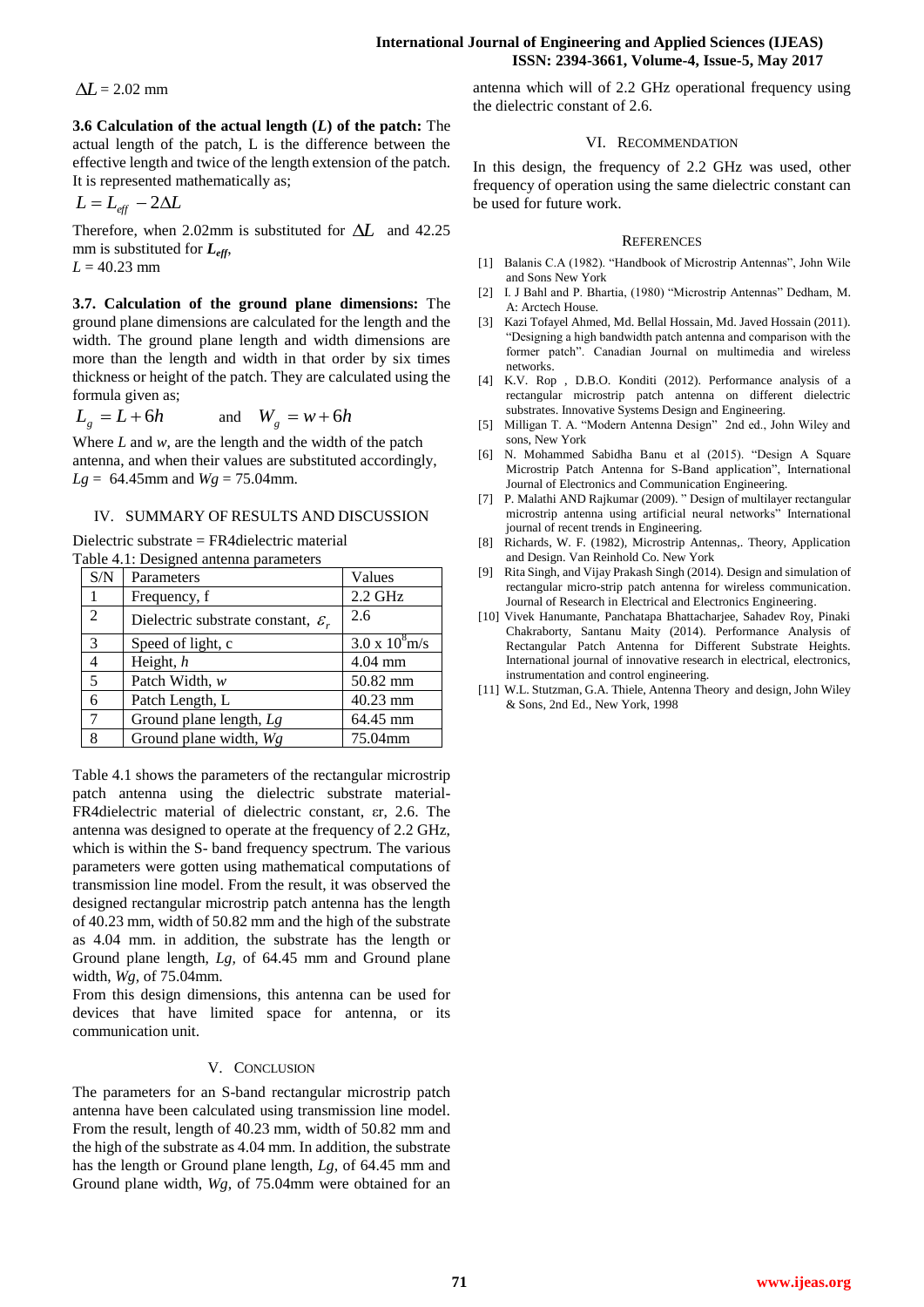$\Delta L = 2.02$ mm

**3.6 Calculation of the actual length (*L*) of the patch:** The actual length of the patch, L is the difference between the effective length and twice of the length extension of the patch. It is represented mathematically as;

$$L = L_{eff} - 2\Delta L$$

Therefore, when 2.02mm is substituted for $\Delta L$ and 42.25 mm is substituted for $L_{eff}$,

$L = 40.23$ mm

**3.7. Calculation of the ground plane dimensions:** The ground plane dimensions are calculated for the length and the width. The ground plane length and width dimensions are more than the length and width in that order by six times thickness or height of the patch. They are calculated using the formula given as;

$$L_g = L + 6h \quad \text{and} \quad W_g = w + 6h$$

Where *L* and *w*, are the length and the width of the patch antenna, and when their values are substituted accordingly, $Lg = 64.45$mm and $Wg = 75.04$mm.

## IV. SUMMARY OF RESULTS AND DISCUSSION

Dielectric substrate = FR4dielectric material

Table 4.1: Designed antenna parameters

| S/N | Parameters | Values |
|---|---|---|
| 1 | Frequency, f | 2.2 GHz |
| 2 | Dielectric substrate constant, $\varepsilon_r$ | 2.6 |
| 3 | Speed of light, c | $3.0 \times 10^8$m/s |
| 4 | Height, *h* | 4.04 mm |
| 5 | Patch Width, *w* | 50.82 mm |
| 6 | Patch Length, L | 40.23 mm |
| 7 | Ground plane length, *Lg* | 64.45 mm |
| 8 | Ground plane width, *Wg* | 75.04mm |

Table 4.1 shows the parameters of the rectangular microstrip patch antenna using the dielectric substrate material-FR4dielectric material of dielectric constant, εr, 2.6. The antenna was designed to operate at the frequency of 2.2 GHz, which is within the S- band frequency spectrum. The various parameters were gotten using mathematical computations of transmission line model. From the result, it was observed the designed rectangular microstrip patch antenna has the length of 40.23 mm, width of 50.82 mm and the high of the substrate as 4.04 mm. in addition, the substrate has the length or Ground plane length, *Lg,* of 64.45 mm and Ground plane width, *Wg,* of 75.04mm.

From this design dimensions, this antenna can be used for devices that have limited space for antenna, or its communication unit.

## V. CONCLUSION

The parameters for an S-band rectangular microstrip patch antenna have been calculated using transmission line model. From the result, length of 40.23 mm, width of 50.82 mm and the high of the substrate as 4.04 mm. In addition, the substrate has the length or Ground plane length, *Lg,* of 64.45 mm and Ground plane width, *Wg,* of 75.04mm were obtained for an antenna which will of 2.2 GHz operational frequency using the dielectric constant of 2.6.

## VI. RECOMMENDATION

In this design, the frequency of 2.2 GHz was used, other frequency of operation using the same dielectric constant can be used for future work.

## REFERENCES

[1] Balanis C.A (1982). "Handbook of Microstrip Antennas", John Wile and Sons New York

[2] I. J Bahl and P. Bhartia, (1980) "Microstrip Antennas" Dedham, M. A: Arctech House.

[3] Kazi Tofayel Ahmed, Md. Bellal Hossain, Md. Javed Hossain (2011). "Designing a high bandwidth patch antenna and comparison with the former patch". Canadian Journal on multimedia and wireless networks.

[4] K.V. Rop , D.B.O. Konditi (2012). Performance analysis of a rectangular microstrip patch antenna on different dielectric substrates. Innovative Systems Design and Engineering.

[5] Milligan T. A. "Modern Antenna Design" 2nd ed., John Wiley and sons, New York

[6] N. Mohammed Sabidha Banu et al (2015). "Design A Square Microstrip Patch Antenna for S-Band application", International Journal of Electronics and Communication Engineering.

[7] P. Malathi AND Rajkumar (2009). " Design of multilayer rectangular microstrip antenna using artificial neural networks" International journal of recent trends in Engineering.

[8] Richards, W. F. (1982), Microstrip Antennas,. Theory, Application and Design. Van Reinhold Co. New York

[9] Rita Singh, and Vijay Prakash Singh (2014). Design and simulation of rectangular micro-strip patch antenna for wireless communication. Journal of Research in Electrical and Electronics Engineering.

[10] Vivek Hanumante, Panchatapa Bhattacharjee, Sahadev Roy, Pinaki Chakraborty, Santanu Maity (2014). Performance Analysis of Rectangular Patch Antenna for Different Substrate Heights. International journal of innovative research in electrical, electronics, instrumentation and control engineering.

[11] W.L. Stutzman, G.A. Thiele, Antenna Theory and design, John Wiley & Sons, 2nd Ed., New York, 1998